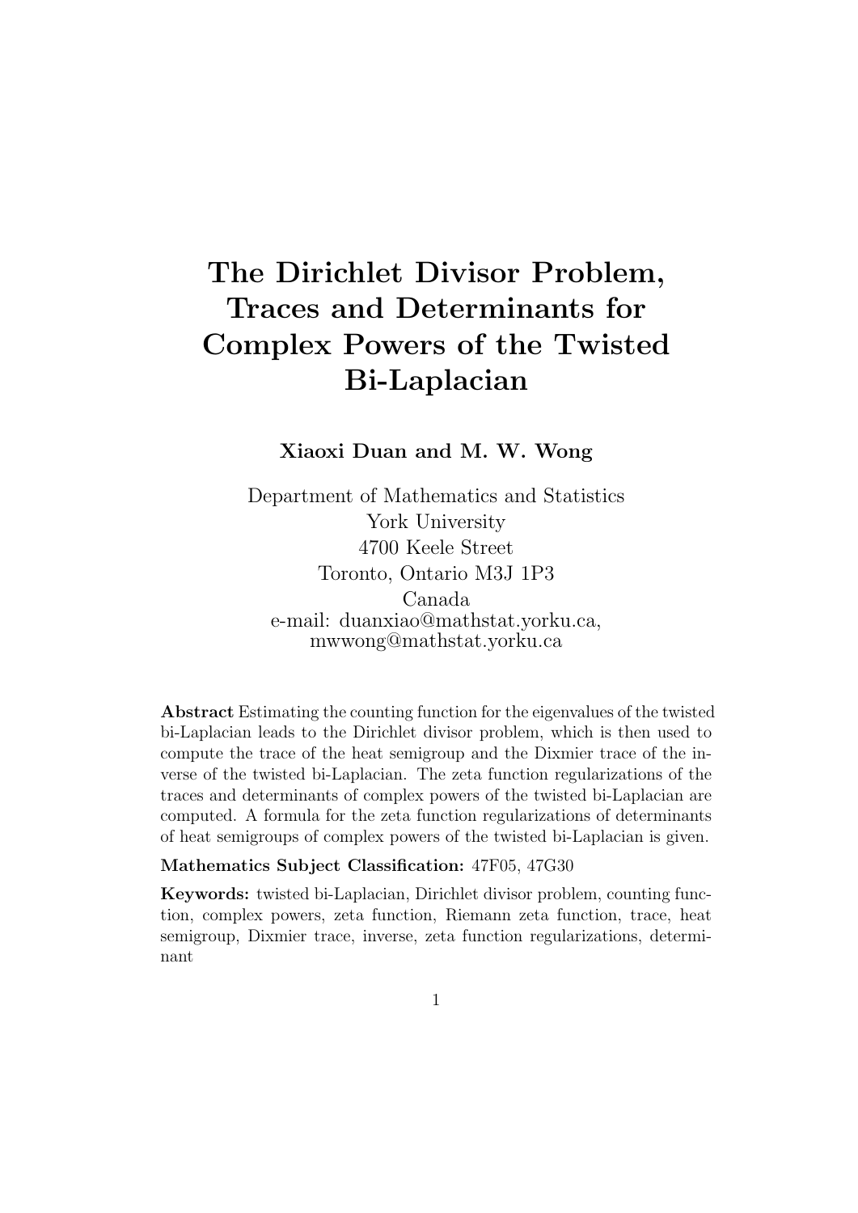# The Dirichlet Divisor Problem, Traces and Determinants for Complex Powers of the Twisted Bi-Laplacian

**Xiaoxi Duan and M. W. Wong**

Department of Mathematics and Statistics
York University
4700 Keele Street
Toronto, Ontario M3J 1P3
Canada
e-mail: duanxiao@mathstat.yorku.ca,
mwwong@mathstat.yorku.ca

**Abstract** Estimating the counting function for the eigenvalues of the twisted bi-Laplacian leads to the Dirichlet divisor problem, which is then used to compute the trace of the heat semigroup and the Dixmier trace of the inverse of the twisted bi-Laplacian. The zeta function regularizations of the traces and determinants of complex powers of the twisted bi-Laplacian are computed. A formula for the zeta function regularizations of determinants of heat semigroups of complex powers of the twisted bi-Laplacian is given.

**Mathematics Subject Classification:** 47F05, 47G30

**Keywords:** twisted bi-Laplacian, Dirichlet divisor problem, counting function, complex powers, zeta function, Riemann zeta function, trace, heat semigroup, Dixmier trace, inverse, zeta function regularizations, determinant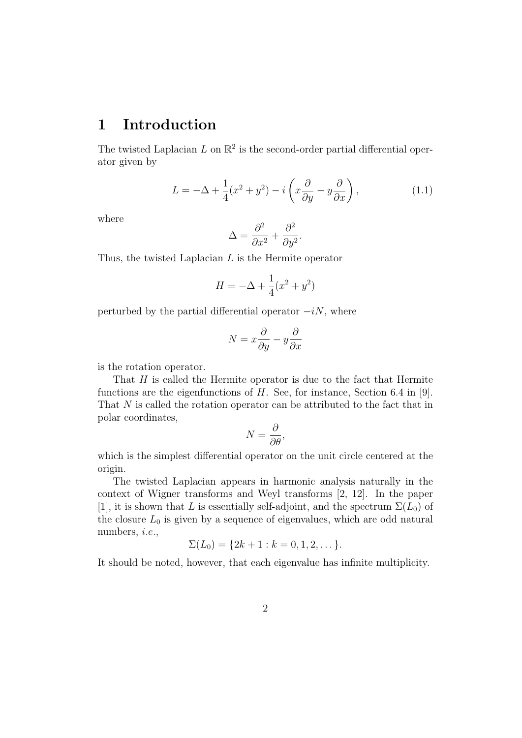# 1 Introduction

The twisted Laplacian $L$ on $\mathbb{R}^2$ is the second-order partial differential operator given by

$$L = -\Delta + \frac{1}{4}(x^2 + y^2) - i\left(x\frac{\partial}{\partial y} - y\frac{\partial}{\partial x}\right), \tag{1.1}$$

where

$$\Delta = \frac{\partial^2}{\partial x^2} + \frac{\partial^2}{\partial y^2}.$$

Thus, the twisted Laplacian $L$ is the Hermite operator

$$H = -\Delta + \frac{1}{4}(x^2 + y^2)$$

perturbed by the partial differential operator $-iN$, where

$$N = x\frac{\partial}{\partial y} - y\frac{\partial}{\partial x}$$

is the rotation operator.

That $H$ is called the Hermite operator is due to the fact that Hermite functions are the eigenfunctions of $H$. See, for instance, Section 6.4 in [9]. That $N$ is called the rotation operator can be attributed to the fact that in polar coordinates,

$$N = \frac{\partial}{\partial \theta},$$

which is the simplest differential operator on the unit circle centered at the origin.

The twisted Laplacian appears in harmonic analysis naturally in the context of Wigner transforms and Weyl transforms [2, 12]. In the paper [1], it is shown that $L$ is essentially self-adjoint, and the spectrum $\Sigma(L_0)$ of the closure $L_0$ is given by a sequence of eigenvalues, which are odd natural numbers, *i.e.*,

$$\Sigma(L_0) = \{2k + 1 : k = 0, 1, 2, \dots\}.$$

It should be noted, however, that each eigenvalue has infinite multiplicity.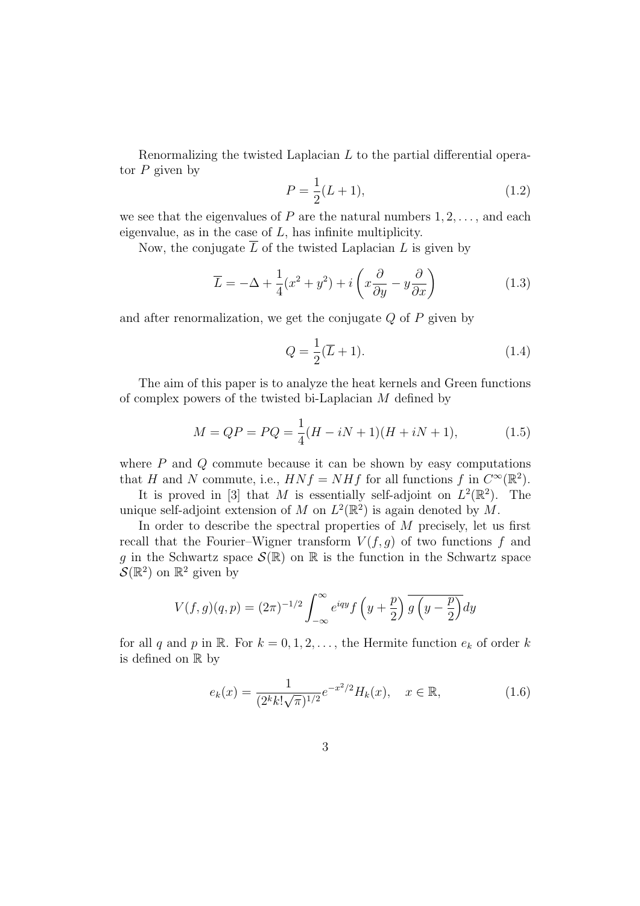Renormalizing the twisted Laplacian $L$ to the partial differential operator $P$ given by

$$P = \frac{1}{2}(L+1), \tag{1.2}$$

we see that the eigenvalues of $P$ are the natural numbers $1, 2, \ldots$, and each eigenvalue, as in the case of $L$, has infinite multiplicity.

Now, the conjugate $\overline{L}$ of the twisted Laplacian $L$ is given by

$$\overline{L} = -\Delta + \frac{1}{4}(x^2+y^2) + i\left(x\frac{\partial}{\partial y} - y\frac{\partial}{\partial x}\right) \tag{1.3}$$

and after renormalization, we get the conjugate $Q$ of $P$ given by

$$Q = \frac{1}{2}(\overline{L}+1). \tag{1.4}$$

The aim of this paper is to analyze the heat kernels and Green functions of complex powers of the twisted bi-Laplacian $M$ defined by

$$M = QP = PQ = \frac{1}{4}(H - iN + 1)(H + iN + 1), \tag{1.5}$$

where $P$ and $Q$ commute because it can be shown by easy computations that $H$ and $N$ commute, i.e., $HNf = NHf$ for all functions $f$ in $C^\infty(\mathbb{R}^2)$.

It is proved in [3] that $M$ is essentially self-adjoint on $L^2(\mathbb{R}^2)$. The unique self-adjoint extension of $M$ on $L^2(\mathbb{R}^2)$ is again denoted by $M$.

In order to describe the spectral properties of $M$ precisely, let us first recall that the Fourier–Wigner transform $V(f,g)$ of two functions $f$ and $g$ in the Schwartz space $\mathcal{S}(\mathbb{R})$ on $\mathbb{R}$ is the function in the Schwartz space $\mathcal{S}(\mathbb{R}^2)$ on $\mathbb{R}^2$ given by

$$V(f,g)(q,p) = (2\pi)^{-1/2}\int_{-\infty}^{\infty} e^{iqy} f\left(y+\frac{p}{2}\right)\overline{g\left(y-\frac{p}{2}\right)}dy$$

for all $q$ and $p$ in $\mathbb{R}$. For $k = 0, 1, 2, \ldots$, the Hermite function $e_k$ of order $k$ is defined on $\mathbb{R}$ by

$$e_k(x) = \frac{1}{(2^k k!\sqrt{\pi})^{1/2}} e^{-x^2/2} H_k(x), \quad x \in \mathbb{R}, \tag{1.6}$$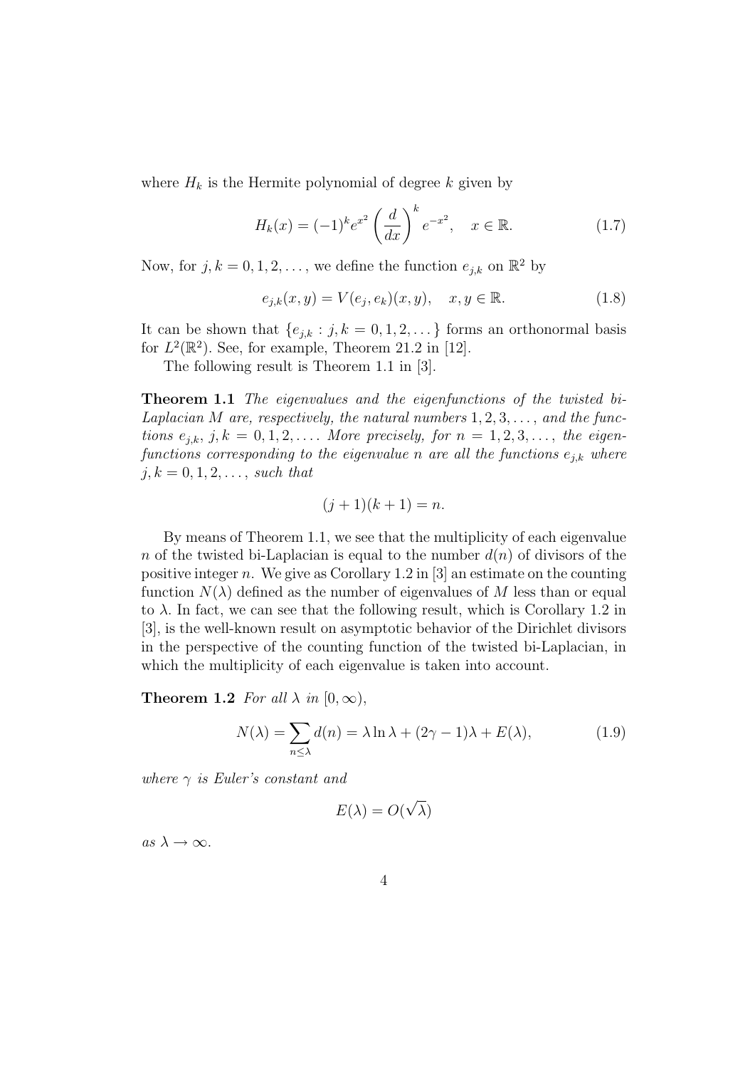where $H_k$ is the Hermite polynomial of degree $k$ given by

$$H_k(x) = (-1)^k e^{x^2} \left(\frac{d}{dx}\right)^k e^{-x^2}, \quad x \in \mathbb{R}. \tag{1.7}$$

Now, for $j, k = 0, 1, 2, \ldots$, we define the function $e_{j,k}$ on $\mathbb{R}^2$ by

$$e_{j,k}(x, y) = V(e_j, e_k)(x, y), \quad x, y \in \mathbb{R}. \tag{1.8}$$

It can be shown that $\{e_{j,k} : j, k = 0, 1, 2, \ldots\}$ forms an orthonormal basis for $L^2(\mathbb{R}^2)$. See, for example, Theorem 21.2 in [12].

The following result is Theorem 1.1 in [3].

**Theorem 1.1** *The eigenvalues and the eigenfunctions of the twisted bi-Laplacian $M$ are, respectively, the natural numbers $1, 2, 3, \ldots$, and the functions $e_{j,k}$, $j, k = 0, 1, 2, \ldots$. More precisely, for $n = 1, 2, 3, \ldots$, the eigenfunctions corresponding to the eigenvalue $n$ are all the functions $e_{j,k}$ where $j, k = 0, 1, 2, \ldots$, such that*

$$(j + 1)(k + 1) = n.$$

By means of Theorem 1.1, we see that the multiplicity of each eigenvalue $n$ of the twisted bi-Laplacian is equal to the number $d(n)$ of divisors of the positive integer $n$. We give as Corollary 1.2 in [3] an estimate on the counting function $N(\lambda)$ defined as the number of eigenvalues of $M$ less than or equal to $\lambda$. In fact, we can see that the following result, which is Corollary 1.2 in [3], is the well-known result on asymptotic behavior of the Dirichlet divisors in the perspective of the counting function of the twisted bi-Laplacian, in which the multiplicity of each eigenvalue is taken into account.

**Theorem 1.2** *For all $\lambda$ in $[0, \infty)$,*

$$N(\lambda) = \sum_{n \leq \lambda} d(n) = \lambda \ln \lambda + (2\gamma - 1)\lambda + E(\lambda), \tag{1.9}$$

*where $\gamma$ is Euler's constant and*

$$E(\lambda) = O(\sqrt{\lambda})$$

*as $\lambda \to \infty$.*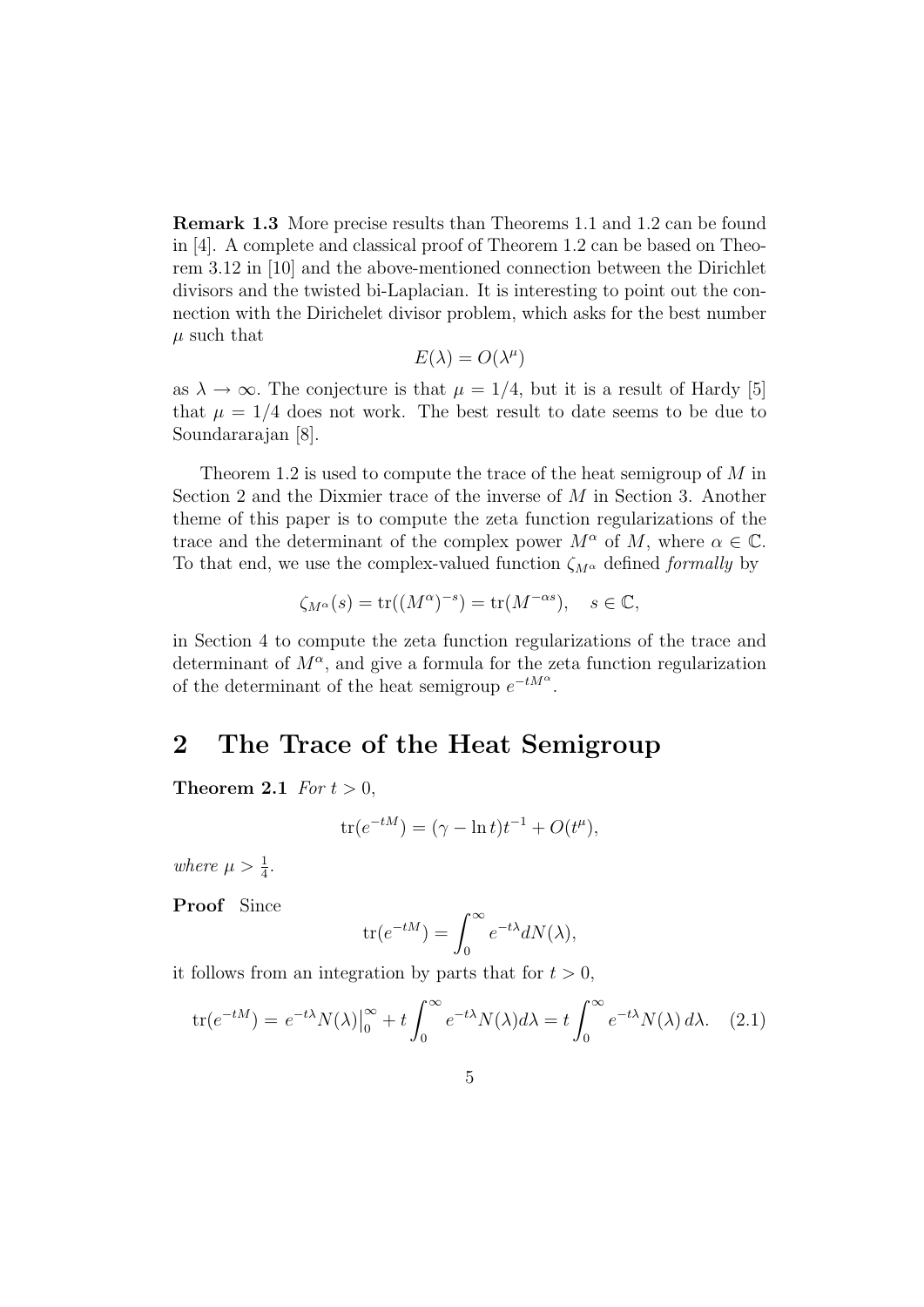**Remark 1.3** More precise results than Theorems 1.1 and 1.2 can be found in [4]. A complete and classical proof of Theorem 1.2 can be based on Theorem 3.12 in [10] and the above-mentioned connection between the Dirichlet divisors and the twisted bi-Laplacian. It is interesting to point out the connection with the Dirichelet divisor problem, which asks for the best number $\mu$ such that

$$E(\lambda) = O(\lambda^\mu)$$

as $\lambda \to \infty$. The conjecture is that $\mu = 1/4$, but it is a result of Hardy [5] that $\mu = 1/4$ does not work. The best result to date seems to be due to Soundararajan [8].

Theorem 1.2 is used to compute the trace of the heat semigroup of $M$ in Section 2 and the Dixmier trace of the inverse of $M$ in Section 3. Another theme of this paper is to compute the zeta function regularizations of the trace and the determinant of the complex power $M^\alpha$ of $M$, where $\alpha \in \mathbb{C}$. To that end, we use the complex-valued function $\zeta_{M^\alpha}$ defined *formally* by

$$\zeta_{M^\alpha}(s) = \operatorname{tr}((M^\alpha)^{-s}) = \operatorname{tr}(M^{-\alpha s}), \quad s \in \mathbb{C},$$

in Section 4 to compute the zeta function regularizations of the trace and determinant of $M^\alpha$, and give a formula for the zeta function regularization of the determinant of the heat semigroup $e^{-tM^\alpha}$.

# 2 The Trace of the Heat Semigroup

**Theorem 2.1** *For $t > 0$,*

$$\operatorname{tr}(e^{-tM}) = (\gamma - \ln t)t^{-1} + O(t^\mu),$$

*where $\mu > \frac{1}{4}$.*

**Proof** Since

$$\operatorname{tr}(e^{-tM}) = \int_0^\infty e^{-t\lambda} dN(\lambda),$$

it follows from an integration by parts that for $t > 0$,

$$\operatorname{tr}(e^{-tM}) = e^{-t\lambda} N(\lambda)\big|_0^\infty + t\int_0^\infty e^{-t\lambda} N(\lambda) d\lambda = t\int_0^\infty e^{-t\lambda} N(\lambda)\, d\lambda. \quad (2.1)$$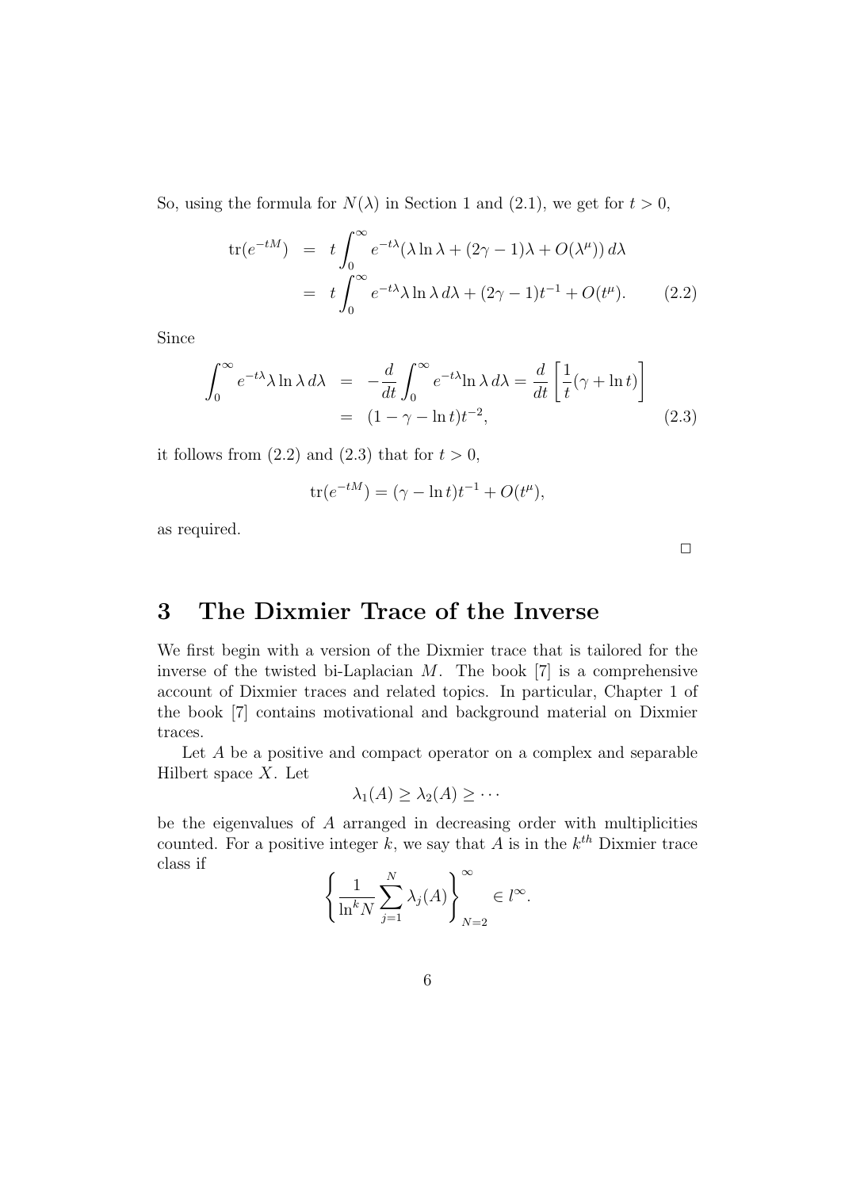So, using the formula for $N(\lambda)$ in Section 1 and (2.1), we get for $t > 0$,

$$
\begin{aligned}
\mathrm{tr}(e^{-tM}) &= t \int_0^\infty e^{-t\lambda} (\lambda \ln \lambda + (2\gamma - 1)\lambda + O(\lambda^\mu))\, d\lambda \\
&= t \int_0^\infty e^{-t\lambda} \lambda \ln \lambda \, d\lambda + (2\gamma - 1) t^{-1} + O(t^\mu). \qquad (2.2)
\end{aligned}
$$

Since

$$
\begin{aligned}
\int_0^\infty e^{-t\lambda} \lambda \ln \lambda \, d\lambda &= -\frac{d}{dt} \int_0^\infty e^{-t\lambda} \ln \lambda \, d\lambda = \frac{d}{dt} \left[ \frac{1}{t} (\gamma + \ln t) \right] \\
&= (1 - \gamma - \ln t) t^{-2}, \qquad (2.3)
\end{aligned}
$$

it follows from (2.2) and (2.3) that for $t > 0$,

$$
\mathrm{tr}(e^{-tM}) = (\gamma - \ln t) t^{-1} + O(t^\mu),
$$

as required.

□

# 3 The Dixmier Trace of the Inverse

We first begin with a version of the Dixmier trace that is tailored for the inverse of the twisted bi-Laplacian $M$. The book [7] is a comprehensive account of Dixmier traces and related topics. In particular, Chapter 1 of the book [7] contains motivational and background material on Dixmier traces.

Let $A$ be a positive and compact operator on a complex and separable Hilbert space $X$. Let

$$
\lambda_1(A) \geq \lambda_2(A) \geq \cdots
$$

be the eigenvalues of $A$ arranged in decreasing order with multiplicities counted. For a positive integer $k$, we say that $A$ is in the $k^{th}$ Dixmier trace class if

$$
\left\{ \frac{1}{\ln^k N} \sum_{j=1}^{N} \lambda_j(A) \right\}_{N=2}^{\infty} \in l^\infty.
$$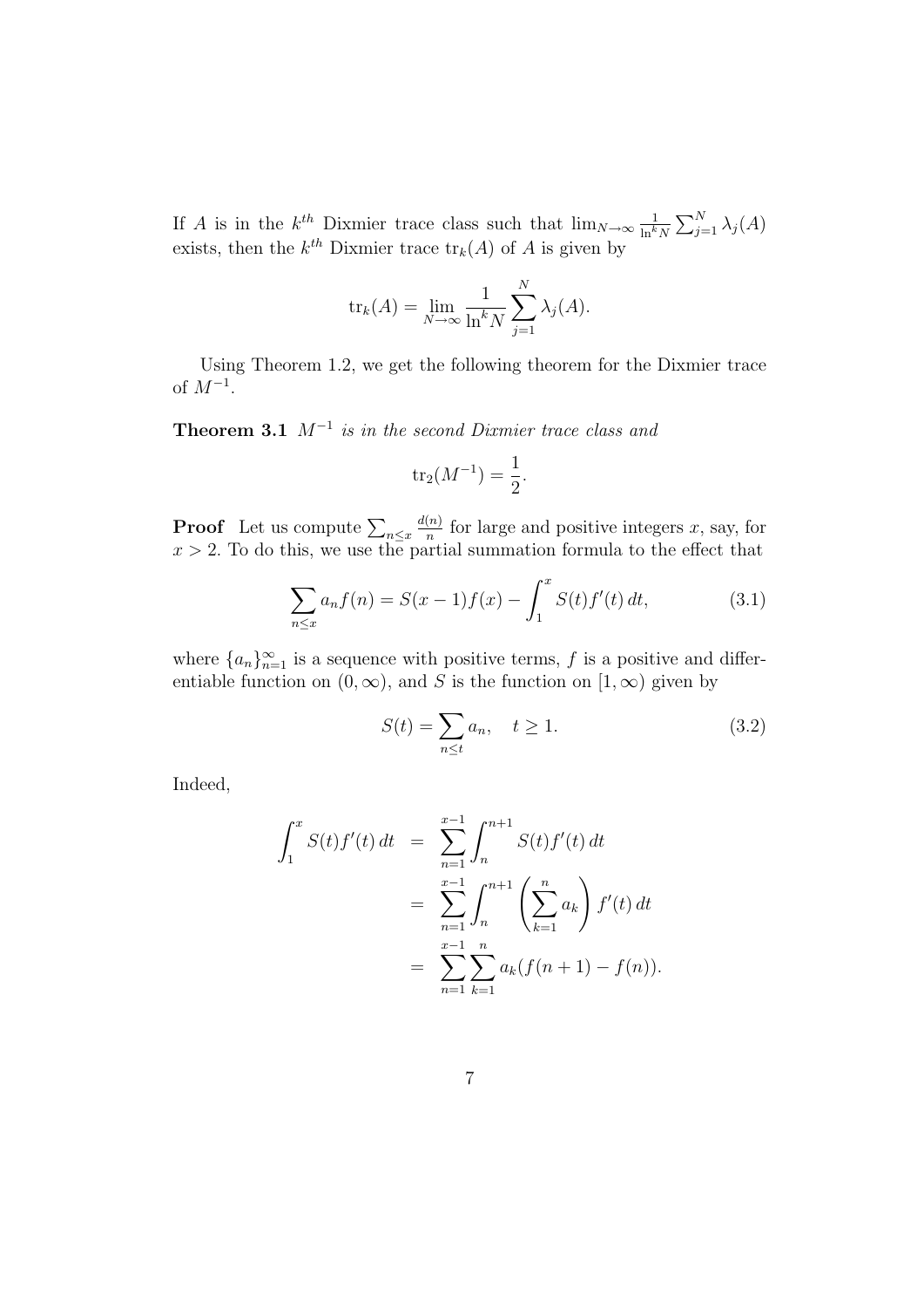If $A$ is in the $k^{th}$ Dixmier trace class such that $\lim_{N\to\infty} \frac{1}{\ln^k N} \sum_{j=1}^{N} \lambda_j(A)$ exists, then the $k^{th}$ Dixmier trace $\mathrm{tr}_k(A)$ of $A$ is given by

$$\mathrm{tr}_k(A) = \lim_{N\to\infty} \frac{1}{\ln^k N} \sum_{j=1}^{N} \lambda_j(A).$$

Using Theorem 1.2, we get the following theorem for the Dixmier trace of $M^{-1}$.

**Theorem 3.1** *$M^{-1}$ is in the second Dixmier trace class and*

$$\mathrm{tr}_2(M^{-1}) = \frac{1}{2}.$$

**Proof** Let us compute $\sum_{n\le x} \frac{d(n)}{n}$ for large and positive integers $x$, say, for $x > 2$. To do this, we use the partial summation formula to the effect that

$$\sum_{n\le x} a_n f(n) = S(x-1)f(x) - \int_1^x S(t)f'(t)\,dt, \tag{3.1}$$

where $\{a_n\}_{n=1}^{\infty}$ is a sequence with positive terms, $f$ is a positive and differentiable function on $(0,\infty)$, and $S$ is the function on $[1,\infty)$ given by

$$S(t) = \sum_{n\le t} a_n, \quad t \ge 1. \tag{3.2}$$

Indeed,

$$\begin{aligned}
\int_1^x S(t)f'(t)\,dt &= \sum_{n=1}^{x-1} \int_n^{n+1} S(t)f'(t)\,dt \\
&= \sum_{n=1}^{x-1} \int_n^{n+1} \left(\sum_{k=1}^{n} a_k\right) f'(t)\,dt \\
&= \sum_{n=1}^{x-1} \sum_{k=1}^{n} a_k(f(n+1) - f(n)).
\end{aligned}$$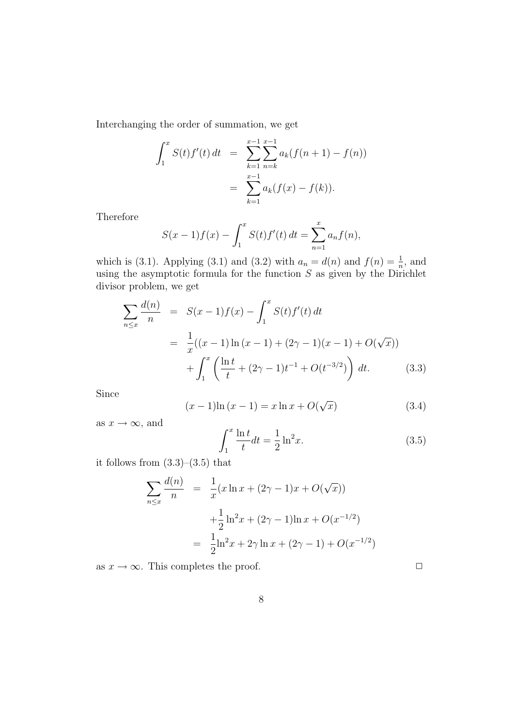Interchanging the order of summation, we get

$$
\begin{aligned}
\int_1^x S(t)f'(t)\,dt &= \sum_{k=1}^{x-1}\sum_{n=k}^{x-1} a_k(f(n+1)-f(n)) \\
&= \sum_{k=1}^{x-1} a_k(f(x)-f(k)).
\end{aligned}
$$

Therefore

$$
S(x-1)f(x) - \int_1^x S(t)f'(t)\,dt = \sum_{n=1}^{x} a_n f(n),
$$

which is (3.1). Applying (3.1) and (3.2) with $a_n = d(n)$ and $f(n) = \frac{1}{n}$, and using the asymptotic formula for the function $S$ as given by the Dirichlet divisor problem, we get

$$
\begin{aligned}
\sum_{n\leq x} \frac{d(n)}{n} &= S(x-1)f(x) - \int_1^x S(t)f'(t)\,dt \\
&= \frac{1}{x}((x-1)\ln(x-1) + (2\gamma-1)(x-1) + O(\sqrt{x})) \\
&\quad + \int_1^x \left(\frac{\ln t}{t} + (2\gamma-1)t^{-1} + O(t^{-3/2})\right)\,dt. \qquad (3.3)
\end{aligned}
$$

Since

$$
(x-1)\ln(x-1) = x\ln x + O(\sqrt{x}) \qquad (3.4)
$$

as $x \to \infty$, and

$$
\int_1^x \frac{\ln t}{t}dt = \frac{1}{2}\ln^2 x. \qquad (3.5)
$$

it follows from (3.3)–(3.5) that

$$
\begin{aligned}
\sum_{n\leq x} \frac{d(n)}{n} &= \frac{1}{x}(x\ln x + (2\gamma-1)x + O(\sqrt{x})) \\
&\quad + \frac{1}{2}\ln^2 x + (2\gamma-1)\ln x + O(x^{-1/2}) \\
&= \frac{1}{2}\ln^2 x + 2\gamma\ln x + (2\gamma-1) + O(x^{-1/2})
\end{aligned}
$$

as $x \to \infty$. This completes the proof. □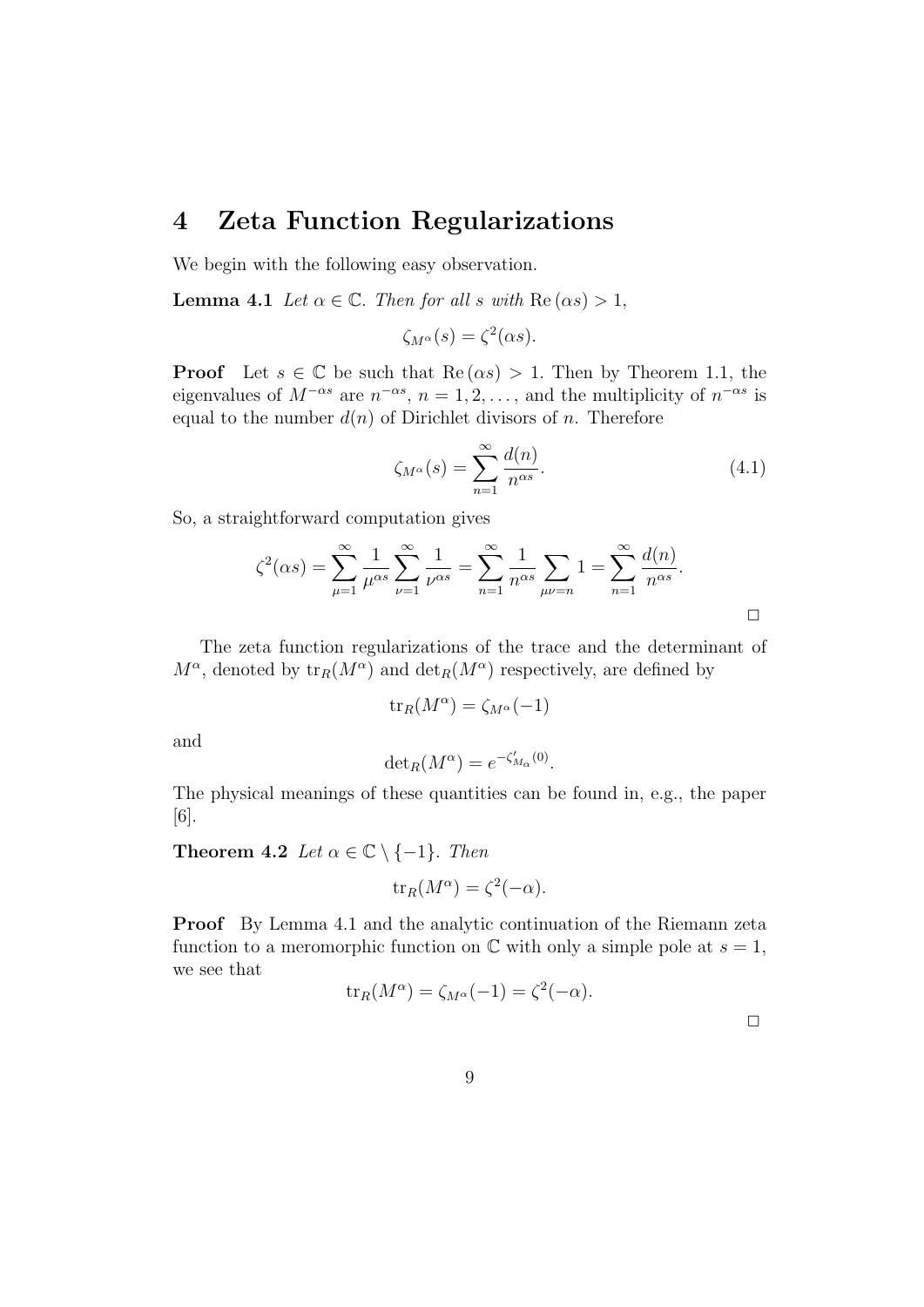# 4 Zeta Function Regularizations

We begin with the following easy observation.

**Lemma 4.1** *Let $\alpha \in \mathbb{C}$. Then for all $s$ with $\operatorname{Re}(\alpha s) > 1$,*

$$\zeta_{M^\alpha}(s) = \zeta^2(\alpha s).$$

**Proof** Let $s \in \mathbb{C}$ be such that $\operatorname{Re}(\alpha s) > 1$. Then by Theorem 1.1, the eigenvalues of $M^{-\alpha s}$ are $n^{-\alpha s}$, $n = 1, 2, \ldots$, and the multiplicity of $n^{-\alpha s}$ is equal to the number $d(n)$ of Dirichlet divisors of $n$. Therefore

$$\zeta_{M^\alpha}(s) = \sum_{n=1}^{\infty} \frac{d(n)}{n^{\alpha s}}. \tag{4.1}$$

So, a straightforward computation gives

$$\zeta^2(\alpha s) = \sum_{\mu=1}^{\infty} \frac{1}{\mu^{\alpha s}} \sum_{\nu=1}^{\infty} \frac{1}{\nu^{\alpha s}} = \sum_{n=1}^{\infty} \frac{1}{n^{\alpha s}} \sum_{\mu\nu = n} 1 = \sum_{n=1}^{\infty} \frac{d(n)}{n^{\alpha s}}.$$

□

The zeta function regularizations of the trace and the determinant of $M^\alpha$, denoted by $\operatorname{tr}_R(M^\alpha)$ and $\det_R(M^\alpha)$ respectively, are defined by

$$\operatorname{tr}_R(M^\alpha) = \zeta_{M^\alpha}(-1)$$

and

$$\det_R(M^\alpha) = e^{-\zeta'_{M_\alpha}(0)}.$$

The physical meanings of these quantities can be found in, e.g., the paper [6].

**Theorem 4.2** *Let $\alpha \in \mathbb{C} \setminus \{-1\}$. Then*

$$\operatorname{tr}_R(M^\alpha) = \zeta^2(-\alpha).$$

**Proof** By Lemma 4.1 and the analytic continuation of the Riemann zeta function to a meromorphic function on $\mathbb{C}$ with only a simple pole at $s = 1$, we see that

$$\operatorname{tr}_R(M^\alpha) = \zeta_{M^\alpha}(-1) = \zeta^2(-\alpha).$$

□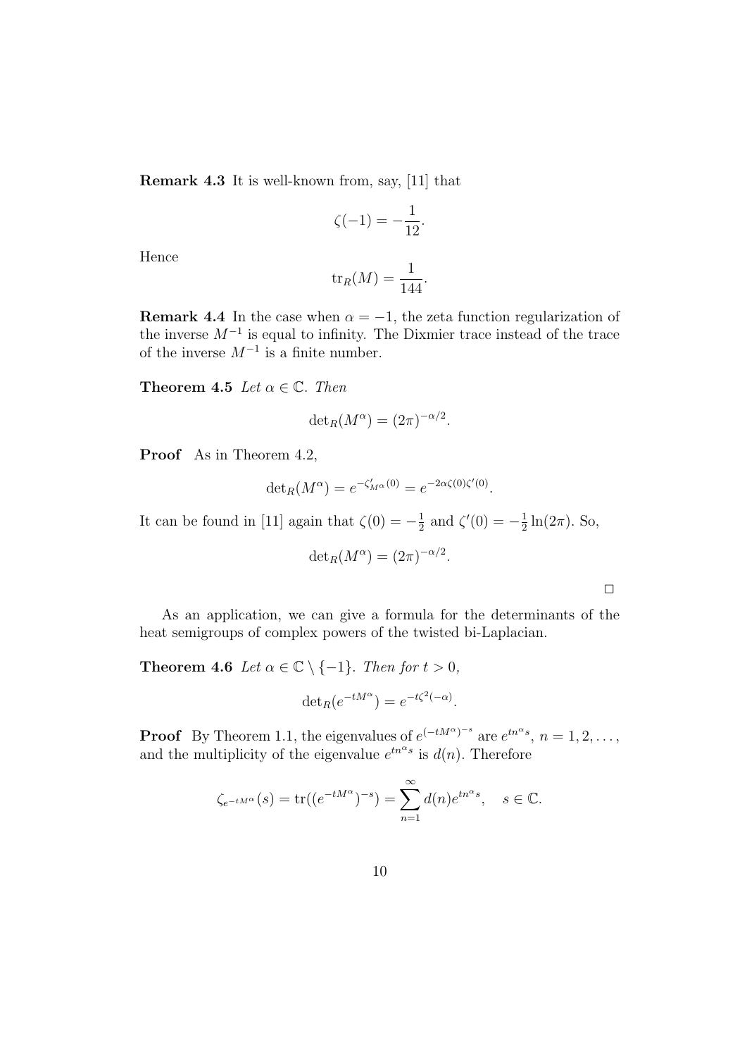**Remark 4.3** It is well-known from, say, [11] that

$$\zeta(-1) = -\frac{1}{12}.$$

Hence

$$\mathrm{tr}_R(M) = \frac{1}{144}.$$

**Remark 4.4** In the case when $\alpha = -1$, the zeta function regularization of the inverse $M^{-1}$ is equal to infinity. The Dixmier trace instead of the trace of the inverse $M^{-1}$ is a finite number.

**Theorem 4.5** *Let* $\alpha \in \mathbb{C}$. *Then*

$$\det_R(M^\alpha) = (2\pi)^{-\alpha/2}.$$

**Proof** As in Theorem 4.2,

$$\det_R(M^\alpha) = e^{-\zeta'_{M^\alpha}(0)} = e^{-2\alpha\zeta(0)\zeta'(0)}.$$

It can be found in [11] again that $\zeta(0) = -\frac{1}{2}$ and $\zeta'(0) = -\frac{1}{2}\ln(2\pi)$. So,

$$\det_R(M^\alpha) = (2\pi)^{-\alpha/2}.$$

□

As an application, we can give a formula for the determinants of the heat semigroups of complex powers of the twisted bi-Laplacian.

**Theorem 4.6** *Let* $\alpha \in \mathbb{C} \setminus \{-1\}$. *Then for* $t > 0$,

$$\det_R(e^{-tM^\alpha}) = e^{-t\zeta^2(-\alpha)}.$$

**Proof** By Theorem 1.1, the eigenvalues of $e^{(-tM^\alpha)^{-s}}$ are $e^{tn^\alpha s}$, $n = 1, 2, \ldots$, and the multiplicity of the eigenvalue $e^{tn^\alpha s}$ is $d(n)$. Therefore

$$\zeta_{e^{-tM^\alpha}}(s) = \mathrm{tr}((e^{-tM^\alpha})^{-s}) = \sum_{n=1}^{\infty} d(n) e^{tn^\alpha s}, \quad s \in \mathbb{C}.$$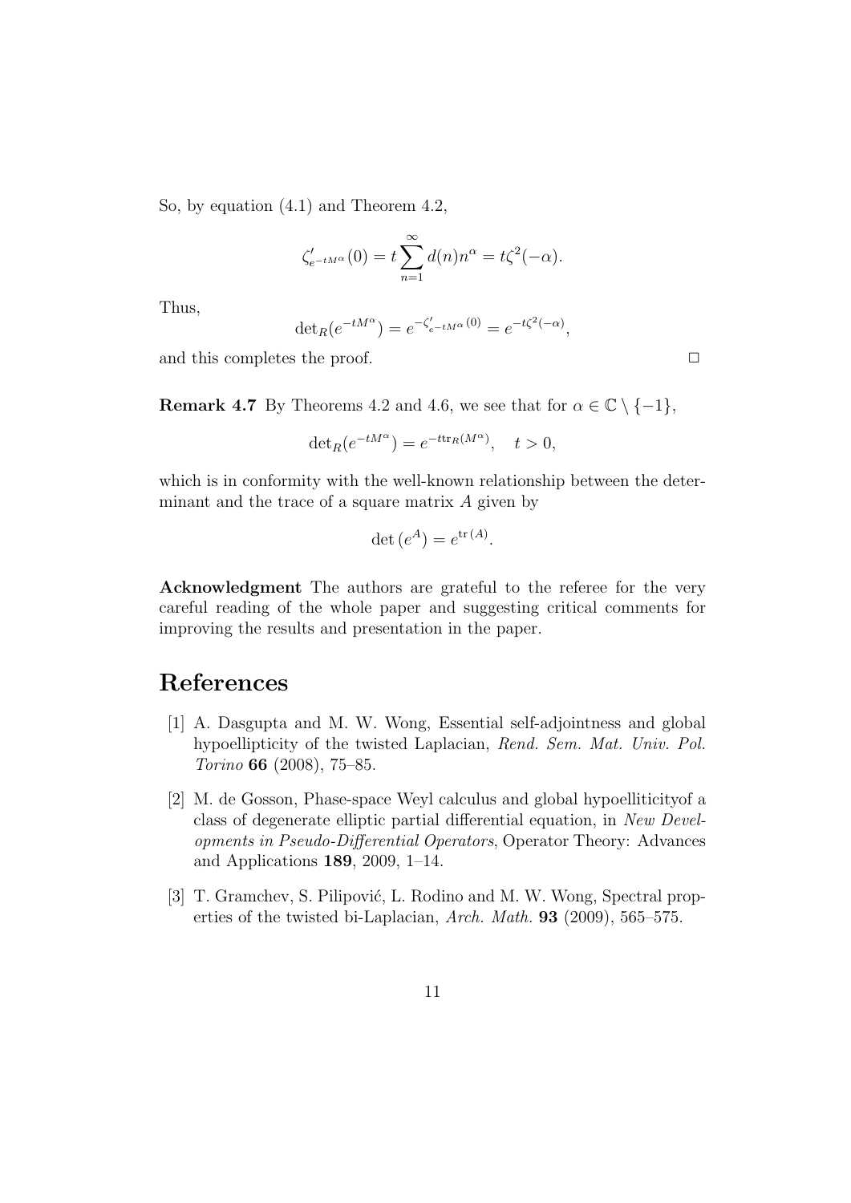So, by equation (4.1) and Theorem 4.2,

$$\zeta'_{e^{-tM^\alpha}}(0) = t\sum_{n=1}^{\infty} d(n)n^\alpha = t\zeta^2(-\alpha).$$

Thus,

$$\det{}_R(e^{-tM^\alpha}) = e^{-\zeta'_{e^{-tM^\alpha}}(0)} = e^{-t\zeta^2(-\alpha)},$$

and this completes the proof. $\square$

**Remark 4.7** By Theorems 4.2 and 4.6, we see that for $\alpha \in \mathbb{C} \setminus \{-1\}$,

$$\det{}_R(e^{-tM^\alpha}) = e^{-t\mathrm{tr}_R(M^\alpha)}, \quad t > 0,$$

which is in conformity with the well-known relationship between the determinant and the trace of a square matrix $A$ given by

$$\det(e^A) = e^{\mathrm{tr}(A)}.$$

**Acknowledgment** The authors are grateful to the referee for the very careful reading of the whole paper and suggesting critical comments for improving the results and presentation in the paper.

# References

[1] A. Dasgupta and M. W. Wong, Essential self-adjointness and global hypoellipticity of the twisted Laplacian, *Rend. Sem. Mat. Univ. Pol. Torino* **66** (2008), 75–85.

[2] M. de Gosson, Phase-space Weyl calculus and global hypoelliticityof a class of degenerate elliptic partial differential equation, in *New Developments in Pseudo-Differential Operators*, Operator Theory: Advances and Applications **189**, 2009, 1–14.

[3] T. Gramchev, S. Pilipović, L. Rodino and M. W. Wong, Spectral properties of the twisted bi-Laplacian, *Arch. Math.* **93** (2009), 565–575.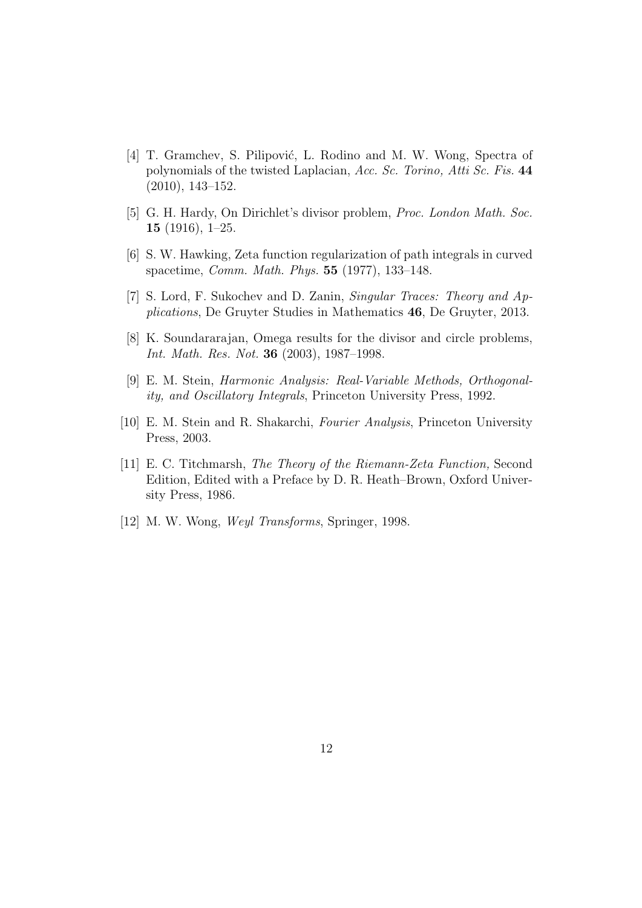[4] T. Gramchev, S. Pilipović, L. Rodino and M. W. Wong, Spectra of polynomials of the twisted Laplacian, *Acc. Sc. Torino, Atti Sc. Fis.* **44** (2010), 143–152.

[5] G. H. Hardy, On Dirichlet's divisor problem, *Proc. London Math. Soc.* **15** (1916), 1–25.

[6] S. W. Hawking, Zeta function regularization of path integrals in curved spacetime, *Comm. Math. Phys.* **55** (1977), 133–148.

[7] S. Lord, F. Sukochev and D. Zanin, *Singular Traces: Theory and Applications*, De Gruyter Studies in Mathematics **46**, De Gruyter, 2013.

[8] K. Soundararajan, Omega results for the divisor and circle problems, *Int. Math. Res. Not.* **36** (2003), 1987–1998.

[9] E. M. Stein, *Harmonic Analysis: Real-Variable Methods, Orthogonality, and Oscillatory Integrals*, Princeton University Press, 1992.

[10] E. M. Stein and R. Shakarchi, *Fourier Analysis*, Princeton University Press, 2003.

[11] E. C. Titchmarsh, *The Theory of the Riemann-Zeta Function,* Second Edition, Edited with a Preface by D. R. Heath–Brown, Oxford University Press, 1986.

[12] M. W. Wong, *Weyl Transforms*, Springer, 1998.